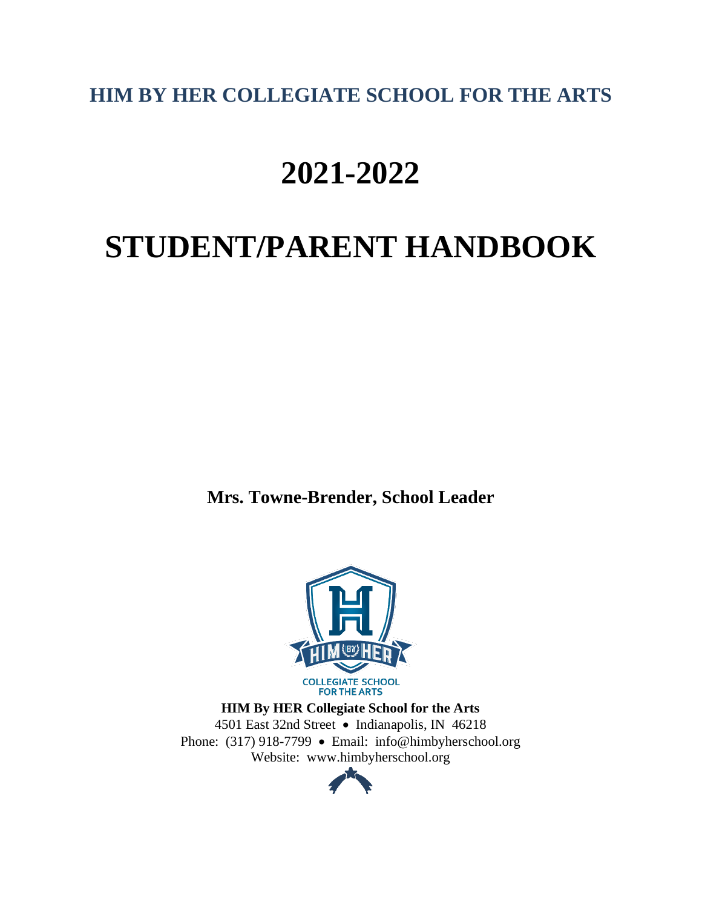**HIM BY HER COLLEGIATE SCHOOL FOR THE ARTS**

# 2021-2022

# STUDENT/PARENT HANDBOOK

**Mrs. Towne-Brender, School Leader**

**HIM By HER Collegiate School for the Arts**
4501 East 32nd Street • Indianapolis, IN 46218
Phone: (317) 918-7799 • Email: info@himbyherschool.org
Website: www.himbyherschool.org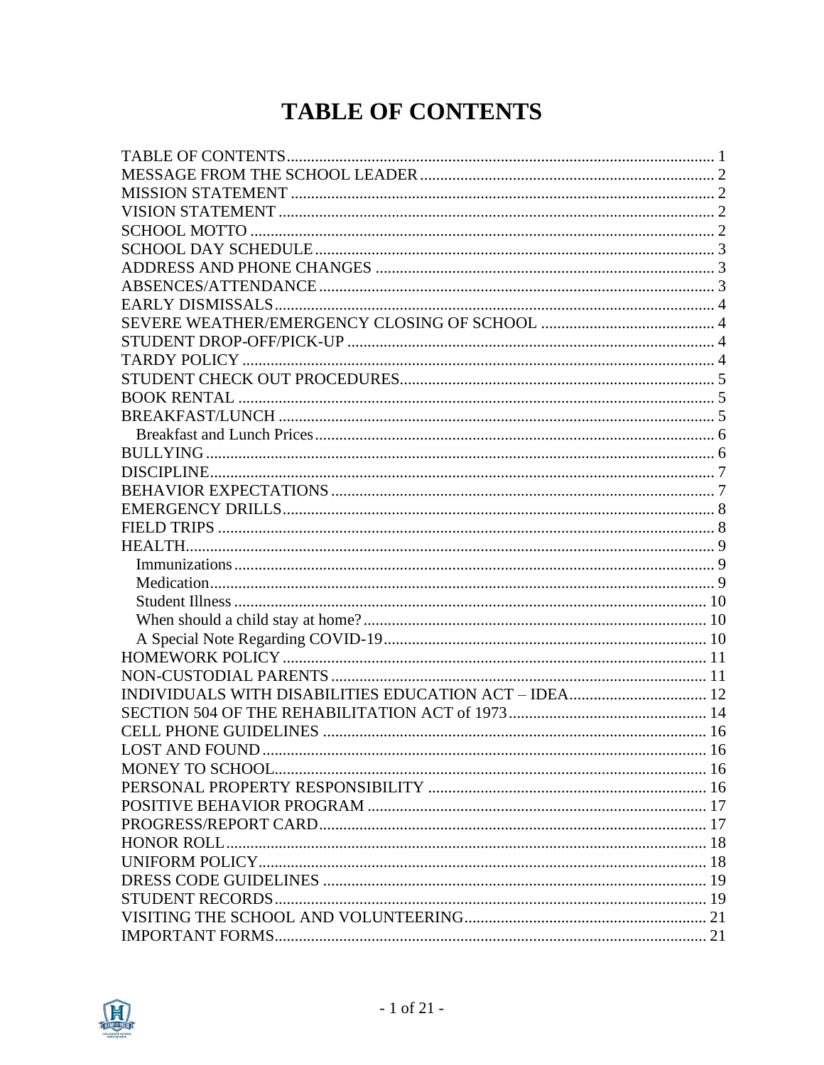# TABLE OF CONTENTS

TABLE OF CONTENTS ........ 1
MESSAGE FROM THE SCHOOL LEADER ........ 2
MISSION STATEMENT ........ 2
VISION STATEMENT ........ 2
SCHOOL MOTTO ........ 2
SCHOOL DAY SCHEDULE ........ 3
ADDRESS AND PHONE CHANGES ........ 3
ABSENCES/ATTENDANCE ........ 3
EARLY DISMISSALS ........ 4
SEVERE WEATHER/EMERGENCY CLOSING OF SCHOOL ........ 4
STUDENT DROP-OFF/PICK-UP ........ 4
TARDY POLICY ........ 4
STUDENT CHECK OUT PROCEDURES ........ 5
BOOK RENTAL ........ 5
BREAKFAST/LUNCH ........ 5
- Breakfast and Lunch Prices ........ 6

BULLYING ........ 6
DISCIPLINE ........ 7
BEHAVIOR EXPECTATIONS ........ 7
EMERGENCY DRILLS ........ 8
FIELD TRIPS ........ 8
HEALTH ........ 9
- Immunizations ........ 9
- Medication ........ 9
- Student Illness ........ 10
- When should a child stay at home? ........ 10
- A Special Note Regarding COVID-19 ........ 10

HOMEWORK POLICY ........ 11
NON-CUSTODIAL PARENTS ........ 11
INDIVIDUALS WITH DISABILITIES EDUCATION ACT – IDEA ........ 12
SECTION 504 OF THE REHABILITATION ACT of 1973 ........ 14
CELL PHONE GUIDELINES ........ 16
LOST AND FOUND ........ 16
MONEY TO SCHOOL ........ 16
PERSONAL PROPERTY RESPONSIBILITY ........ 16
POSITIVE BEHAVIOR PROGRAM ........ 17
PROGRESS/REPORT CARD ........ 17
HONOR ROLL ........ 18
UNIFORM POLICY ........ 18
DRESS CODE GUIDELINES ........ 19
STUDENT RECORDS ........ 19
VISITING THE SCHOOL AND VOLUNTEERING ........ 21
IMPORTANT FORMS ........ 21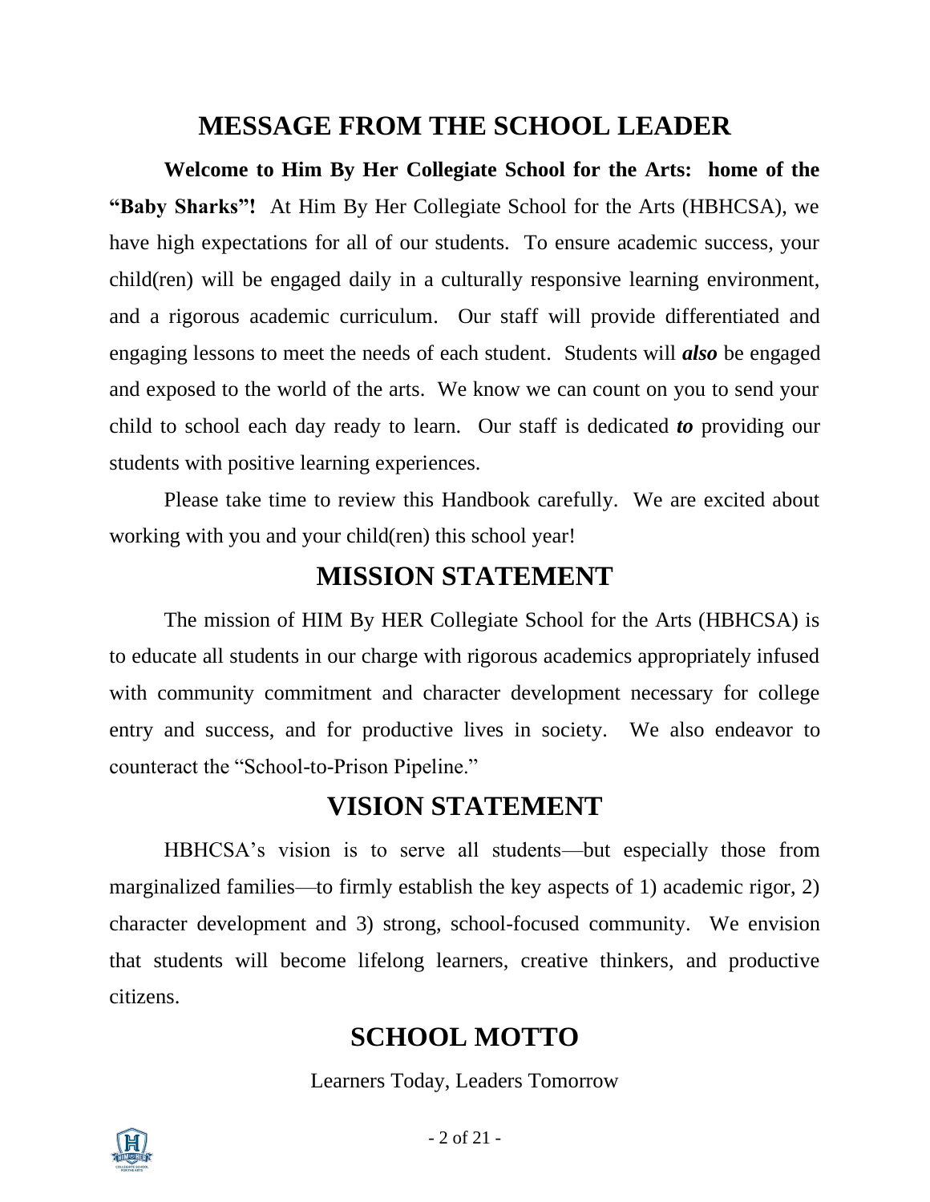## MESSAGE FROM THE SCHOOL LEADER

**Welcome to Him By Her Collegiate School for the Arts: home of the "Baby Sharks"!** At Him By Her Collegiate School for the Arts (HBHCSA), we have high expectations for all of our students. To ensure academic success, your child(ren) will be engaged daily in a culturally responsive learning environment, and a rigorous academic curriculum. Our staff will provide differentiated and engaging lessons to meet the needs of each student. Students will ***also*** be engaged and exposed to the world of the arts. We know we can count on you to send your child to school each day ready to learn. Our staff is dedicated ***to*** providing our students with positive learning experiences.

Please take time to review this Handbook carefully. We are excited about working with you and your child(ren) this school year!

## MISSION STATEMENT

The mission of HIM By HER Collegiate School for the Arts (HBHCSA) is to educate all students in our charge with rigorous academics appropriately infused with community commitment and character development necessary for college entry and success, and for productive lives in society. We also endeavor to counteract the "School-to-Prison Pipeline."

## VISION STATEMENT

HBHCSA's vision is to serve all students—but especially those from marginalized families—to firmly establish the key aspects of 1) academic rigor, 2) character development and 3) strong, school-focused community. We envision that students will become lifelong learners, creative thinkers, and productive citizens.

## SCHOOL MOTTO

Learners Today, Leaders Tomorrow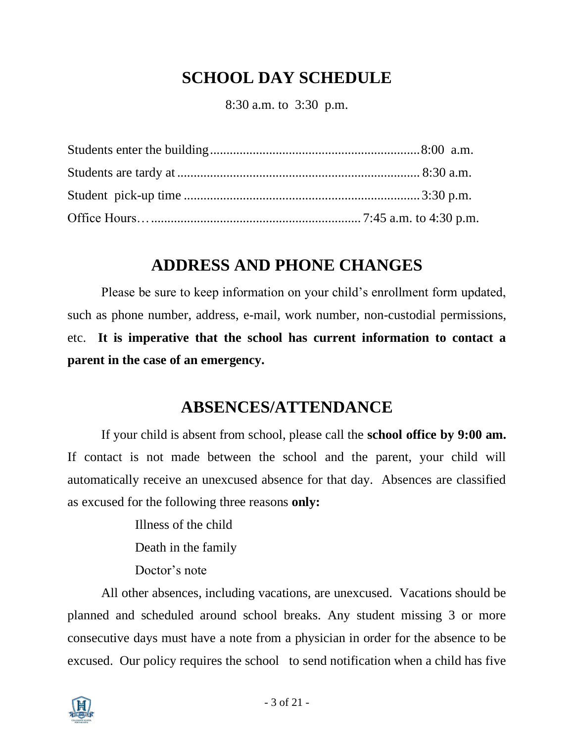# SCHOOL DAY SCHEDULE

8:30 a.m. to 3:30 p.m.

Students enter the building................................................................8:00 a.m.
Students are tardy at.......................................................................... 8:30 a.m.
Student pick-up time ........................................................................3:30 p.m.
Office Hours…................................................................ 7:45 a.m. to 4:30 p.m.

# ADDRESS AND PHONE CHANGES

Please be sure to keep information on your child's enrollment form updated, such as phone number, address, e-mail, work number, non-custodial permissions, etc. **It is imperative that the school has current information to contact a parent in the case of an emergency.**

# ABSENCES/ATTENDANCE

If your child is absent from school, please call the **school office by 9:00 am.** If contact is not made between the school and the parent, your child will automatically receive an unexcused absence for that day. Absences are classified as excused for the following three reasons **only:**

Illness of the child

Death in the family

Doctor's note

All other absences, including vacations, are unexcused. Vacations should be planned and scheduled around school breaks. Any student missing 3 or more consecutive days must have a note from a physician in order for the absence to be excused. Our policy requires the school to send notification when a child has five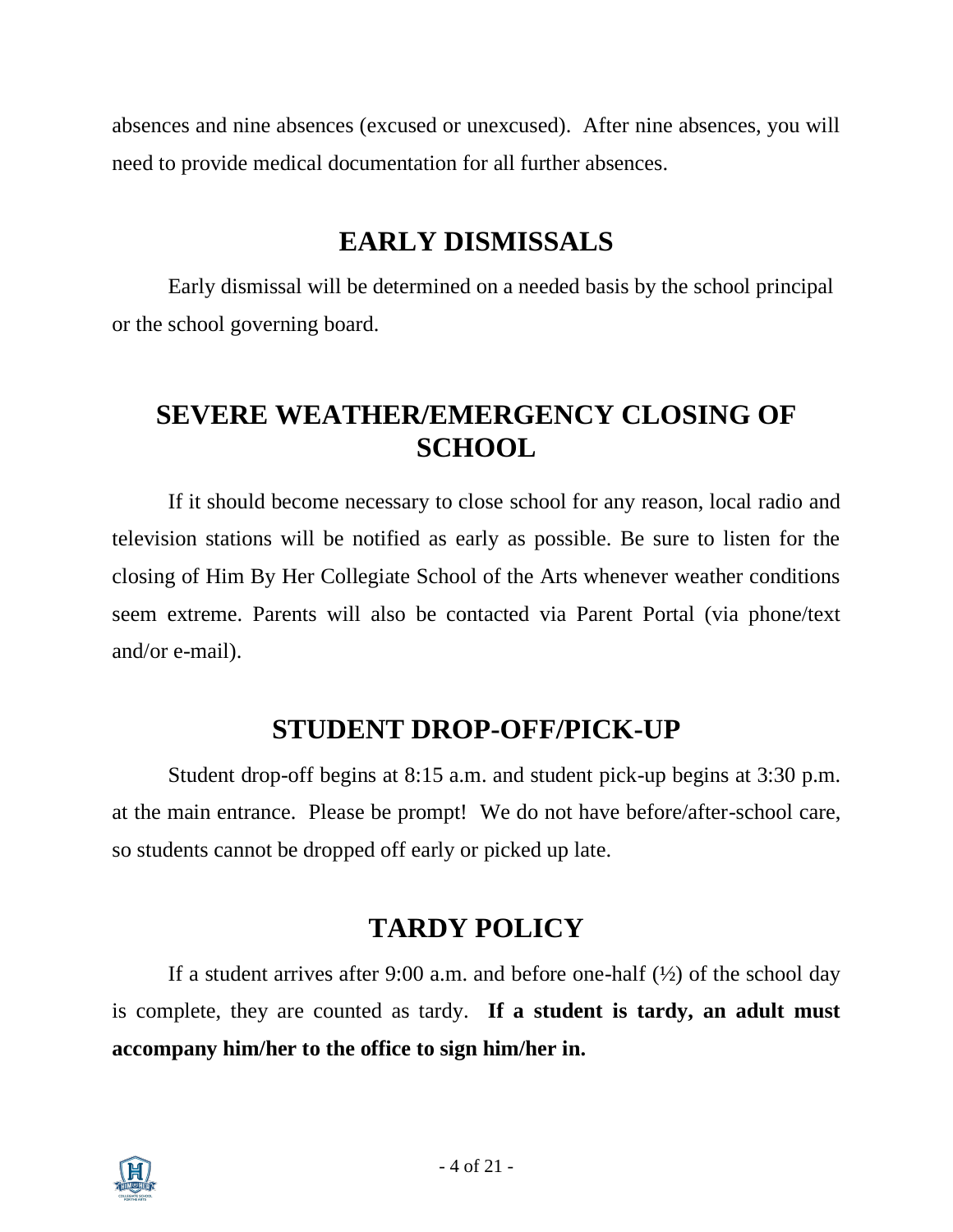absences and nine absences (excused or unexcused). After nine absences, you will need to provide medical documentation for all further absences.

## EARLY DISMISSALS

Early dismissal will be determined on a needed basis by the school principal or the school governing board.

## SEVERE WEATHER/EMERGENCY CLOSING OF SCHOOL

If it should become necessary to close school for any reason, local radio and television stations will be notified as early as possible. Be sure to listen for the closing of Him By Her Collegiate School of the Arts whenever weather conditions seem extreme. Parents will also be contacted via Parent Portal (via phone/text and/or e-mail).

## STUDENT DROP-OFF/PICK-UP

Student drop-off begins at 8:15 a.m. and student pick-up begins at 3:30 p.m. at the main entrance. Please be prompt! We do not have before/after-school care, so students cannot be dropped off early or picked up late.

## TARDY POLICY

If a student arrives after 9:00 a.m. and before one-half (½) of the school day is complete, they are counted as tardy. **If a student is tardy, an adult must accompany him/her to the office to sign him/her in.**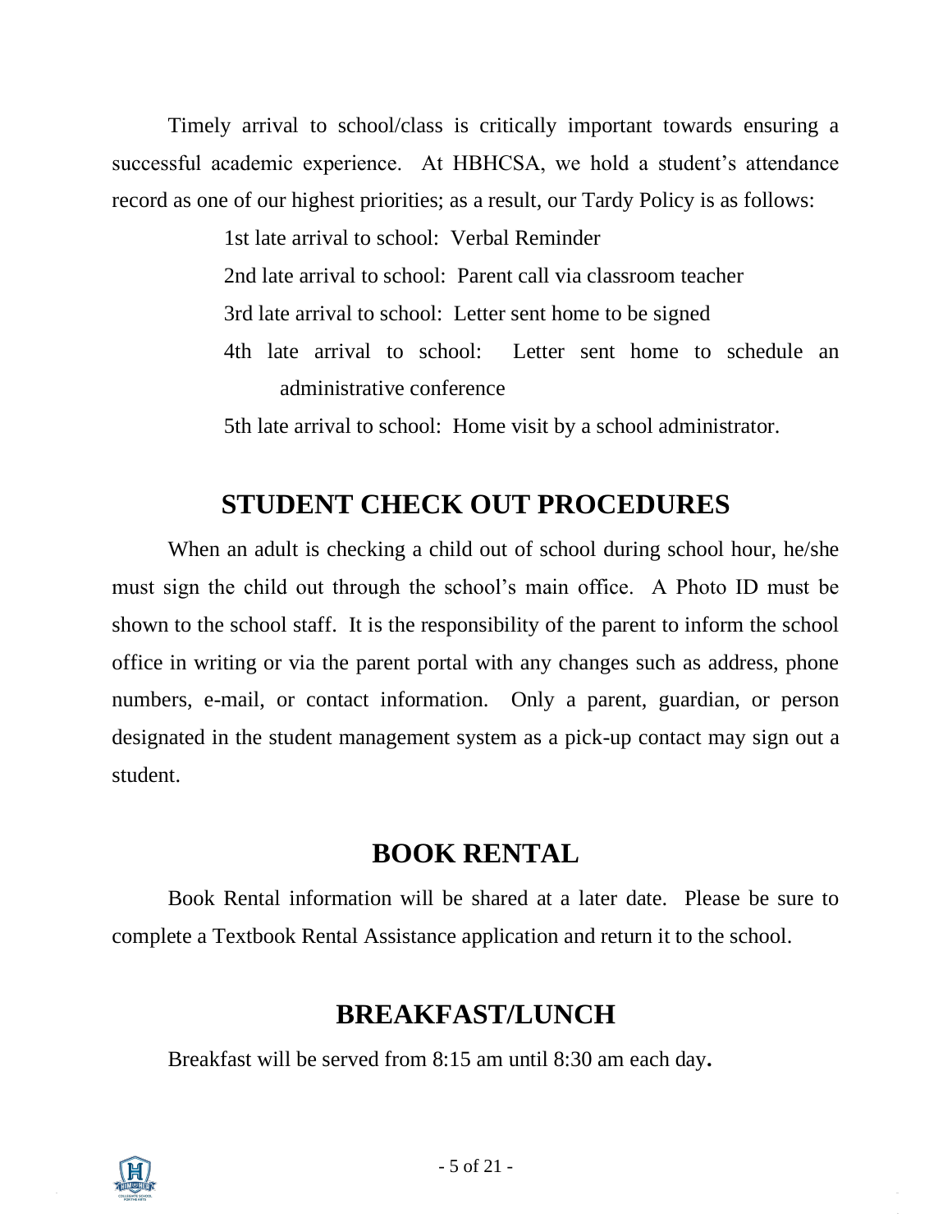Timely arrival to school/class is critically important towards ensuring a successful academic experience. At HBHCSA, we hold a student's attendance record as one of our highest priorities; as a result, our Tardy Policy is as follows:

1st late arrival to school: Verbal Reminder

2nd late arrival to school: Parent call via classroom teacher

3rd late arrival to school: Letter sent home to be signed

4th late arrival to school: Letter sent home to schedule an administrative conference

5th late arrival to school: Home visit by a school administrator.

## STUDENT CHECK OUT PROCEDURES

When an adult is checking a child out of school during school hour, he/she must sign the child out through the school's main office. A Photo ID must be shown to the school staff. It is the responsibility of the parent to inform the school office in writing or via the parent portal with any changes such as address, phone numbers, e-mail, or contact information. Only a parent, guardian, or person designated in the student management system as a pick-up contact may sign out a student.

## BOOK RENTAL

Book Rental information will be shared at a later date. Please be sure to complete a Textbook Rental Assistance application and return it to the school.

## BREAKFAST/LUNCH

Breakfast will be served from 8:15 am until 8:30 am each day.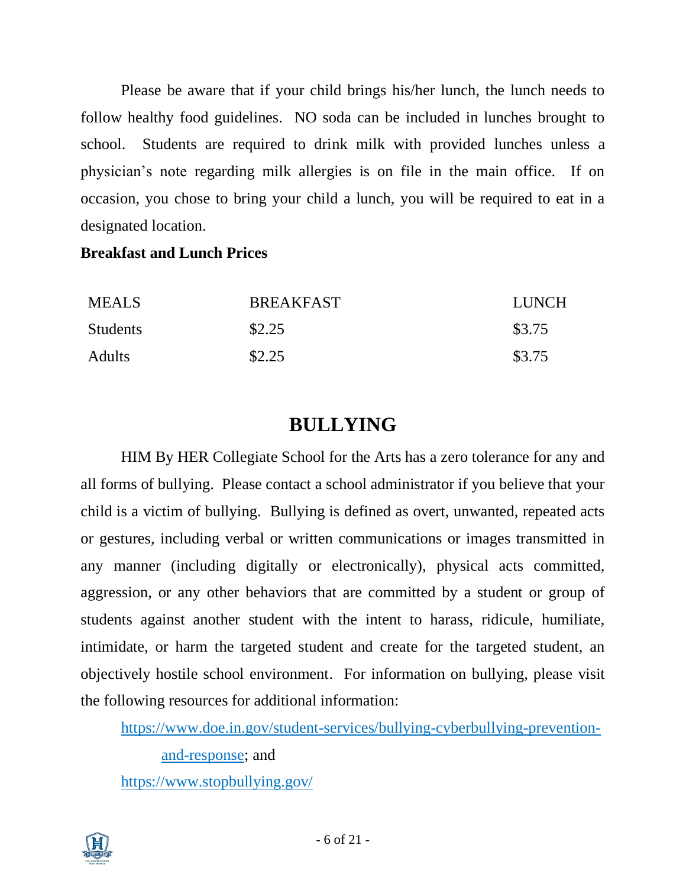Please be aware that if your child brings his/her lunch, the lunch needs to follow healthy food guidelines. NO soda can be included in lunches brought to school. Students are required to drink milk with provided lunches unless a physician's note regarding milk allergies is on file in the main office. If on occasion, you chose to bring your child a lunch, you will be required to eat in a designated location.

**Breakfast and Lunch Prices**

| MEALS | BREAKFAST | LUNCH |
|---|---|---|
| Students | $2.25 | $3.75 |
| Adults | $2.25 | $3.75 |

## BULLYING

HIM By HER Collegiate School for the Arts has a zero tolerance for any and all forms of bullying. Please contact a school administrator if you believe that your child is a victim of bullying. Bullying is defined as overt, unwanted, repeated acts or gestures, including verbal or written communications or images transmitted in any manner (including digitally or electronically), physical acts committed, aggression, or any other behaviors that are committed by a student or group of students against another student with the intent to harass, ridicule, humiliate, intimidate, or harm the targeted student and create for the targeted student, an objectively hostile school environment. For information on bullying, please visit the following resources for additional information:

https://www.doe.in.gov/student-services/bullying-cyberbullying-prevention-and-response; and

https://www.stopbullying.gov/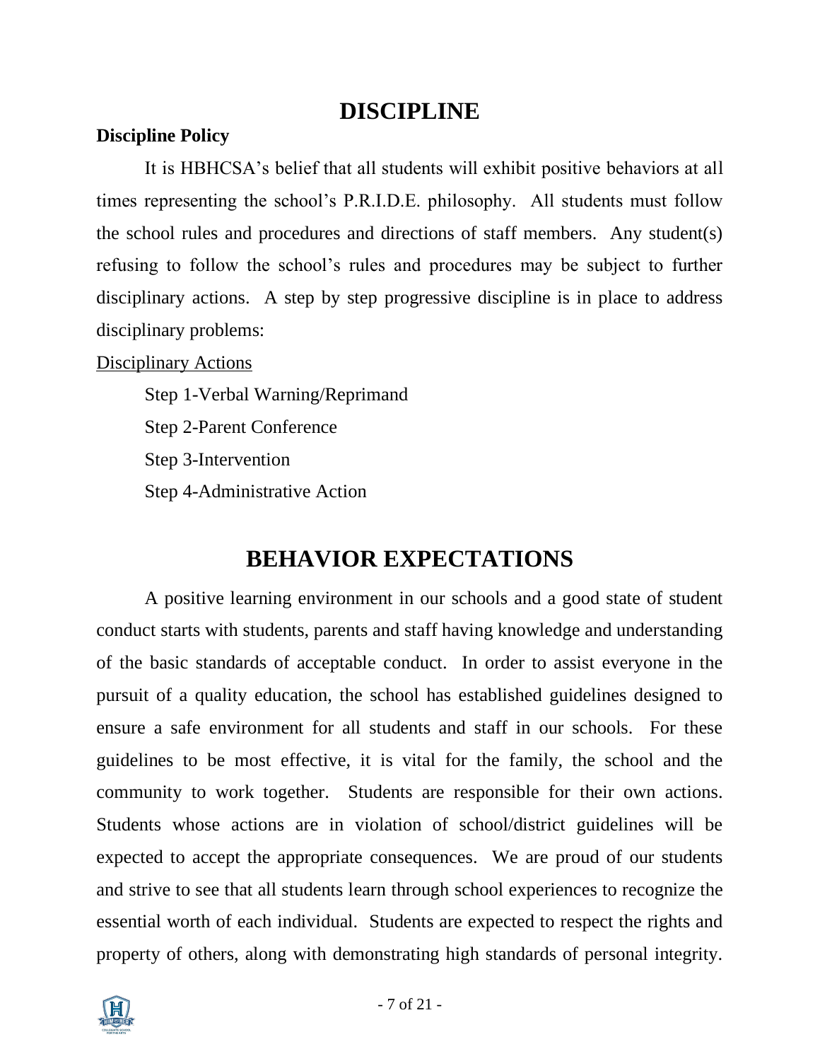# DISCIPLINE

**Discipline Policy**

It is HBHCSA's belief that all students will exhibit positive behaviors at all times representing the school's P.R.I.D.E. philosophy. All students must follow the school rules and procedures and directions of staff members. Any student(s) refusing to follow the school's rules and procedures may be subject to further disciplinary actions. A step by step progressive discipline is in place to address disciplinary problems:

<u>Disciplinary Actions</u>

Step 1-Verbal Warning/Reprimand

Step 2-Parent Conference

Step 3-Intervention

Step 4-Administrative Action

# BEHAVIOR EXPECTATIONS

A positive learning environment in our schools and a good state of student conduct starts with students, parents and staff having knowledge and understanding of the basic standards of acceptable conduct. In order to assist everyone in the pursuit of a quality education, the school has established guidelines designed to ensure a safe environment for all students and staff in our schools. For these guidelines to be most effective, it is vital for the family, the school and the community to work together. Students are responsible for their own actions. Students whose actions are in violation of school/district guidelines will be expected to accept the appropriate consequences. We are proud of our students and strive to see that all students learn through school experiences to recognize the essential worth of each individual. Students are expected to respect the rights and property of others, along with demonstrating high standards of personal integrity.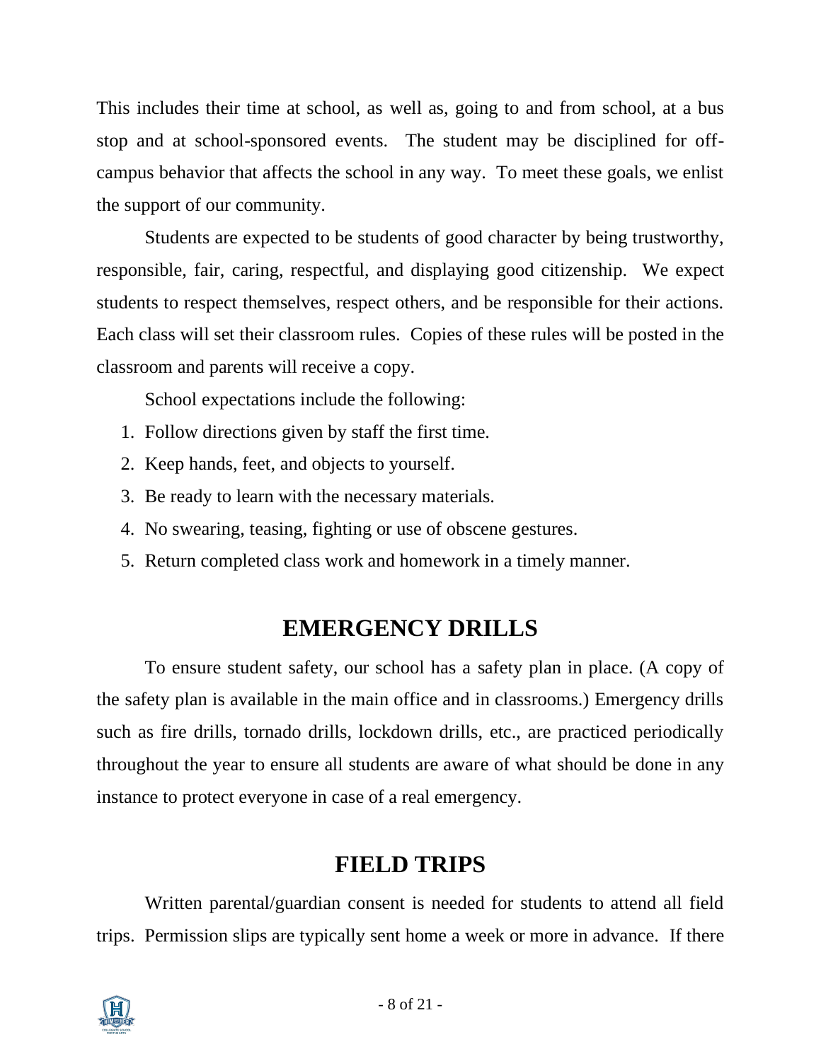This includes their time at school, as well as, going to and from school, at a bus stop and at school-sponsored events. The student may be disciplined for off-campus behavior that affects the school in any way. To meet these goals, we enlist the support of our community.

Students are expected to be students of good character by being trustworthy, responsible, fair, caring, respectful, and displaying good citizenship. We expect students to respect themselves, respect others, and be responsible for their actions. Each class will set their classroom rules. Copies of these rules will be posted in the classroom and parents will receive a copy.

School expectations include the following:

1. Follow directions given by staff the first time.
2. Keep hands, feet, and objects to yourself.
3. Be ready to learn with the necessary materials.
4. No swearing, teasing, fighting or use of obscene gestures.
5. Return completed class work and homework in a timely manner.

## EMERGENCY DRILLS

To ensure student safety, our school has a safety plan in place. (A copy of the safety plan is available in the main office and in classrooms.) Emergency drills such as fire drills, tornado drills, lockdown drills, etc., are practiced periodically throughout the year to ensure all students are aware of what should be done in any instance to protect everyone in case of a real emergency.

## FIELD TRIPS

Written parental/guardian consent is needed for students to attend all field trips. Permission slips are typically sent home a week or more in advance. If there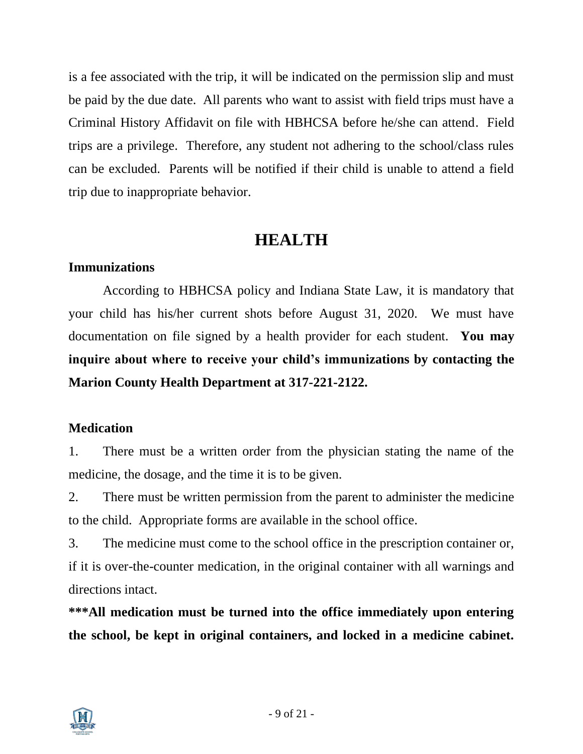is a fee associated with the trip, it will be indicated on the permission slip and must be paid by the due date. All parents who want to assist with field trips must have a Criminal History Affidavit on file with HBHCSA before he/she can attend. Field trips are a privilege. Therefore, any student not adhering to the school/class rules can be excluded. Parents will be notified if their child is unable to attend a field trip due to inappropriate behavior.

# HEALTH

### Immunizations

According to HBHCSA policy and Indiana State Law, it is mandatory that your child has his/her current shots before August 31, 2020. We must have documentation on file signed by a health provider for each student. **You may inquire about where to receive your child's immunizations by contacting the Marion County Health Department at 317-221-2122.**

### Medication

1. There must be a written order from the physician stating the name of the medicine, the dosage, and the time it is to be given.
2. There must be written permission from the parent to administer the medicine to the child. Appropriate forms are available in the school office.
3. The medicine must come to the school office in the prescription container or, if it is over-the-counter medication, in the original container with all warnings and directions intact.

**\*\*\*All medication must be turned into the office immediately upon entering the school, be kept in original containers, and locked in a medicine cabinet.**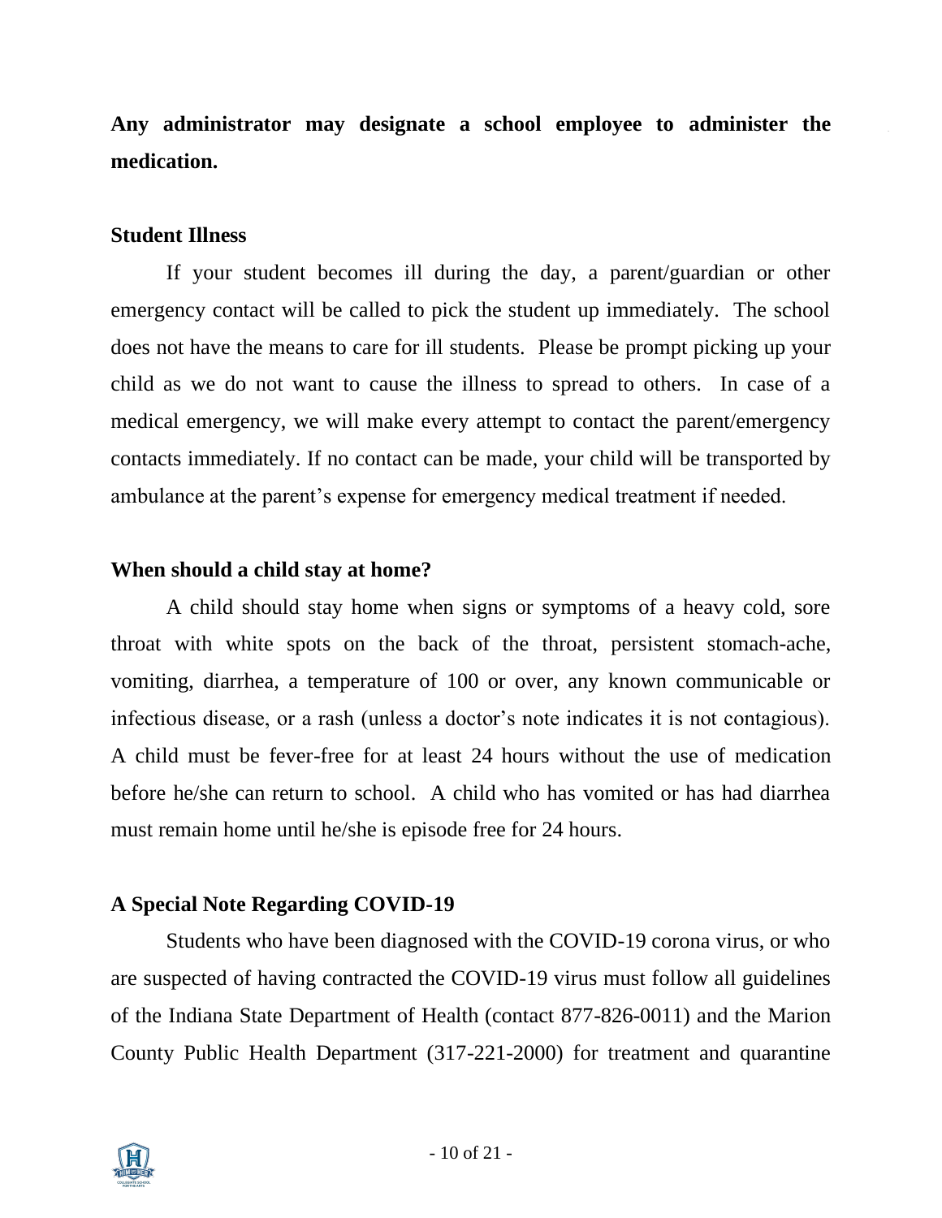**Any administrator may designate a school employee to administer the medication.**

## Student Illness

If your student becomes ill during the day, a parent/guardian or other emergency contact will be called to pick the student up immediately. The school does not have the means to care for ill students. Please be prompt picking up your child as we do not want to cause the illness to spread to others. In case of a medical emergency, we will make every attempt to contact the parent/emergency contacts immediately. If no contact can be made, your child will be transported by ambulance at the parent's expense for emergency medical treatment if needed.

## When should a child stay at home?

A child should stay home when signs or symptoms of a heavy cold, sore throat with white spots on the back of the throat, persistent stomach-ache, vomiting, diarrhea, a temperature of 100 or over, any known communicable or infectious disease, or a rash (unless a doctor's note indicates it is not contagious). A child must be fever-free for at least 24 hours without the use of medication before he/she can return to school. A child who has vomited or has had diarrhea must remain home until he/she is episode free for 24 hours.

## A Special Note Regarding COVID-19

Students who have been diagnosed with the COVID-19 corona virus, or who are suspected of having contracted the COVID-19 virus must follow all guidelines of the Indiana State Department of Health (contact 877-826-0011) and the Marion County Public Health Department (317-221-2000) for treatment and quarantine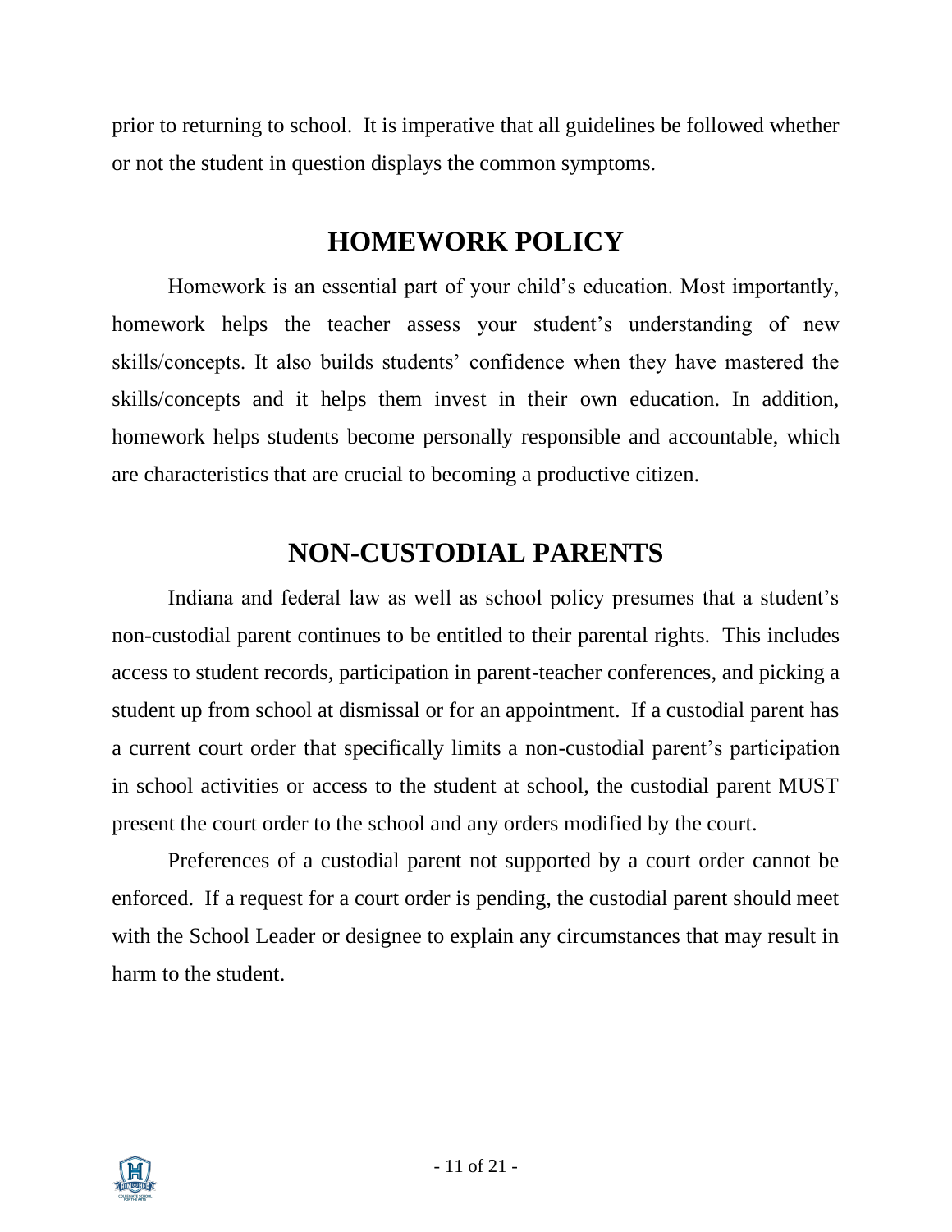prior to returning to school. It is imperative that all guidelines be followed whether or not the student in question displays the common symptoms.

## HOMEWORK POLICY

Homework is an essential part of your child's education. Most importantly, homework helps the teacher assess your student's understanding of new skills/concepts. It also builds students' confidence when they have mastered the skills/concepts and it helps them invest in their own education. In addition, homework helps students become personally responsible and accountable, which are characteristics that are crucial to becoming a productive citizen.

## NON-CUSTODIAL PARENTS

Indiana and federal law as well as school policy presumes that a student's non-custodial parent continues to be entitled to their parental rights. This includes access to student records, participation in parent-teacher conferences, and picking a student up from school at dismissal or for an appointment. If a custodial parent has a current court order that specifically limits a non-custodial parent's participation in school activities or access to the student at school, the custodial parent MUST present the court order to the school and any orders modified by the court.

Preferences of a custodial parent not supported by a court order cannot be enforced. If a request for a court order is pending, the custodial parent should meet with the School Leader or designee to explain any circumstances that may result in harm to the student.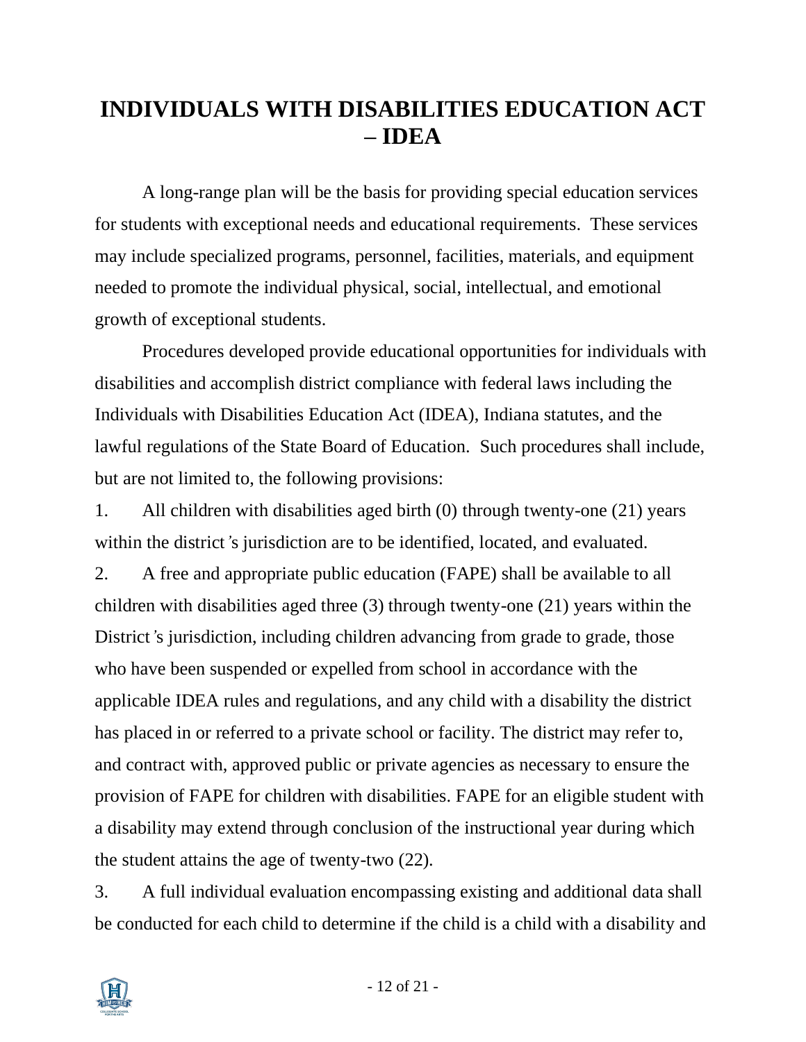# INDIVIDUALS WITH DISABILITIES EDUCATION ACT – IDEA

A long-range plan will be the basis for providing special education services for students with exceptional needs and educational requirements. These services may include specialized programs, personnel, facilities, materials, and equipment needed to promote the individual physical, social, intellectual, and emotional growth of exceptional students.

Procedures developed provide educational opportunities for individuals with disabilities and accomplish district compliance with federal laws including the Individuals with Disabilities Education Act (IDEA), Indiana statutes, and the lawful regulations of the State Board of Education. Such procedures shall include, but are not limited to, the following provisions:

1. All children with disabilities aged birth (0) through twenty-one (21) years within the district's jurisdiction are to be identified, located, and evaluated.
2. A free and appropriate public education (FAPE) shall be available to all children with disabilities aged three (3) through twenty-one (21) years within the District's jurisdiction, including children advancing from grade to grade, those who have been suspended or expelled from school in accordance with the applicable IDEA rules and regulations, and any child with a disability the district has placed in or referred to a private school or facility. The district may refer to, and contract with, approved public or private agencies as necessary to ensure the provision of FAPE for children with disabilities. FAPE for an eligible student with a disability may extend through conclusion of the instructional year during which the student attains the age of twenty-two (22).
3. A full individual evaluation encompassing existing and additional data shall be conducted for each child to determine if the child is a child with a disability and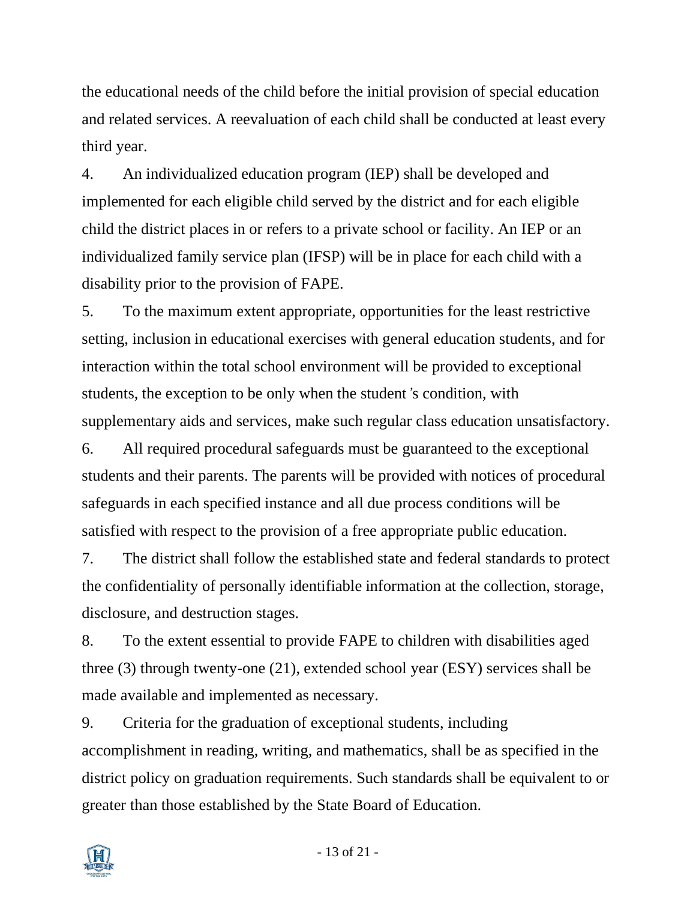the educational needs of the child before the initial provision of special education and related services. A reevaluation of each child shall be conducted at least every third year.

4. An individualized education program (IEP) shall be developed and implemented for each eligible child served by the district and for each eligible child the district places in or refers to a private school or facility. An IEP or an individualized family service plan (IFSP) will be in place for each child with a disability prior to the provision of FAPE.

5. To the maximum extent appropriate, opportunities for the least restrictive setting, inclusion in educational exercises with general education students, and for interaction within the total school environment will be provided to exceptional students, the exception to be only when the student's condition, with supplementary aids and services, make such regular class education unsatisfactory.

6. All required procedural safeguards must be guaranteed to the exceptional students and their parents. The parents will be provided with notices of procedural safeguards in each specified instance and all due process conditions will be satisfied with respect to the provision of a free appropriate public education.

7. The district shall follow the established state and federal standards to protect the confidentiality of personally identifiable information at the collection, storage, disclosure, and destruction stages.

8. To the extent essential to provide FAPE to children with disabilities aged three (3) through twenty-one (21), extended school year (ESY) services shall be made available and implemented as necessary.

9. Criteria for the graduation of exceptional students, including accomplishment in reading, writing, and mathematics, shall be as specified in the district policy on graduation requirements. Such standards shall be equivalent to or greater than those established by the State Board of Education.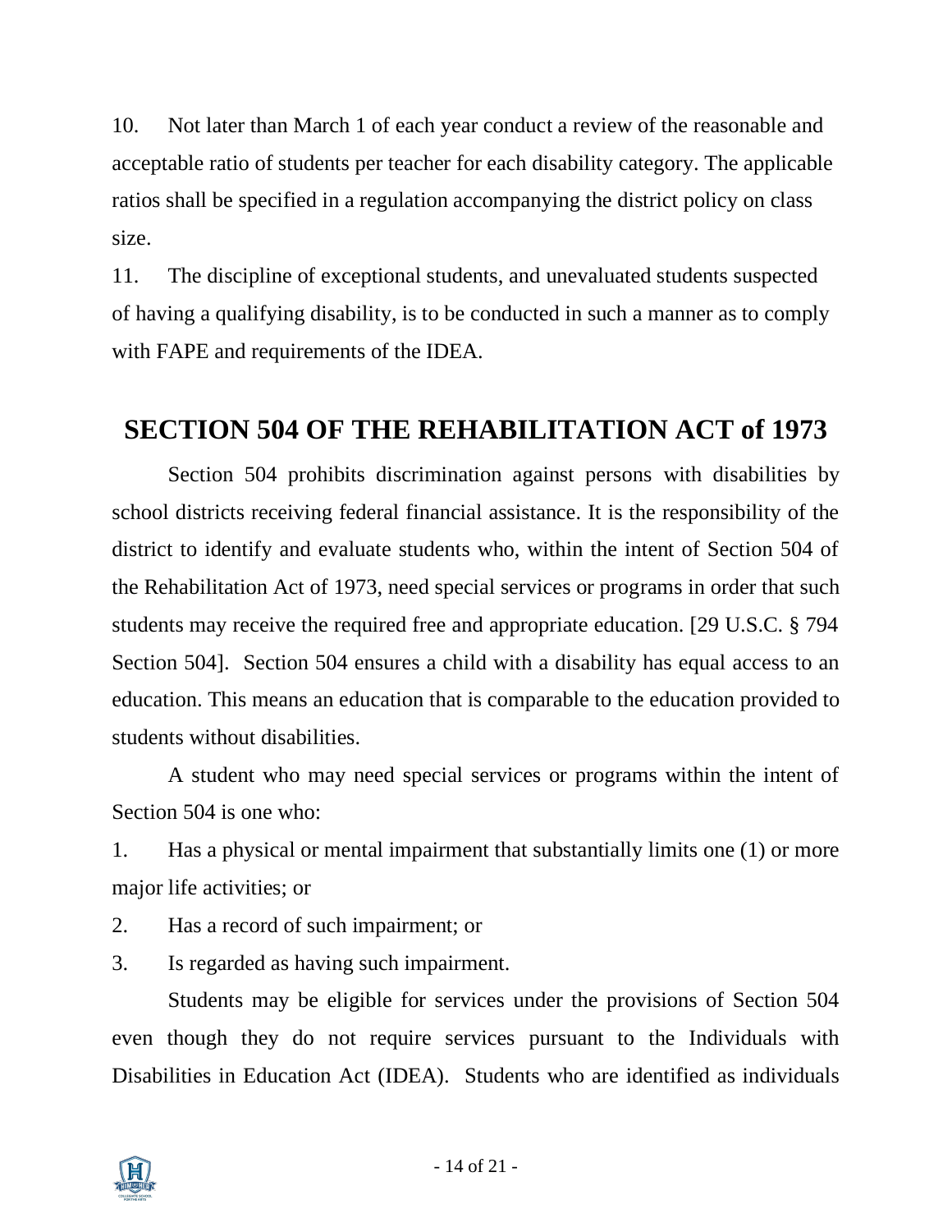10. Not later than March 1 of each year conduct a review of the reasonable and acceptable ratio of students per teacher for each disability category. The applicable ratios shall be specified in a regulation accompanying the district policy on class size.

11. The discipline of exceptional students, and unevaluated students suspected of having a qualifying disability, is to be conducted in such a manner as to comply with FAPE and requirements of the IDEA.

## SECTION 504 OF THE REHABILITATION ACT of 1973

Section 504 prohibits discrimination against persons with disabilities by school districts receiving federal financial assistance. It is the responsibility of the district to identify and evaluate students who, within the intent of Section 504 of the Rehabilitation Act of 1973, need special services or programs in order that such students may receive the required free and appropriate education. [29 U.S.C. § 794 Section 504]. Section 504 ensures a child with a disability has equal access to an education. This means an education that is comparable to the education provided to students without disabilities.

A student who may need special services or programs within the intent of Section 504 is one who:

1. Has a physical or mental impairment that substantially limits one (1) or more major life activities; or
2. Has a record of such impairment; or
3. Is regarded as having such impairment.

Students may be eligible for services under the provisions of Section 504 even though they do not require services pursuant to the Individuals with Disabilities in Education Act (IDEA). Students who are identified as individuals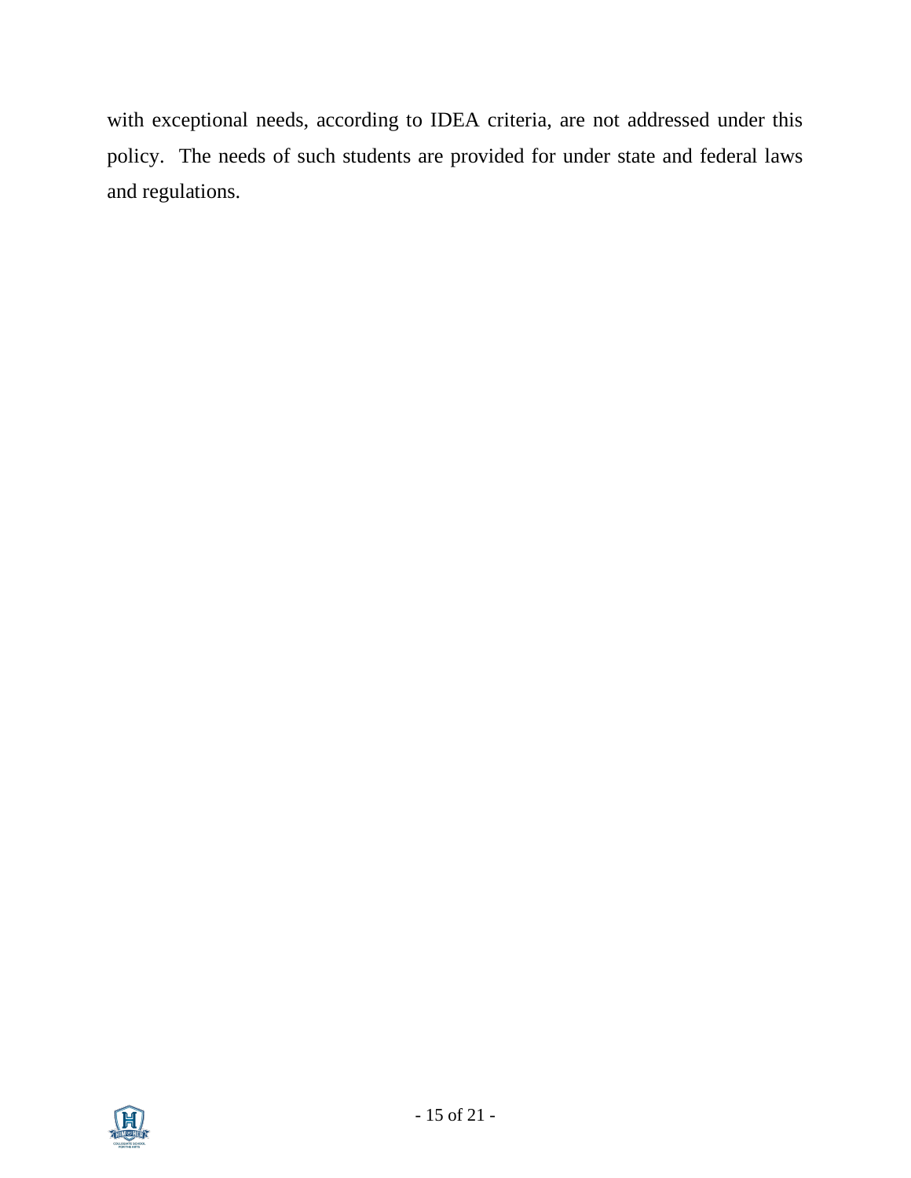with exceptional needs, according to IDEA criteria, are not addressed under this policy. The needs of such students are provided for under state and federal laws and regulations.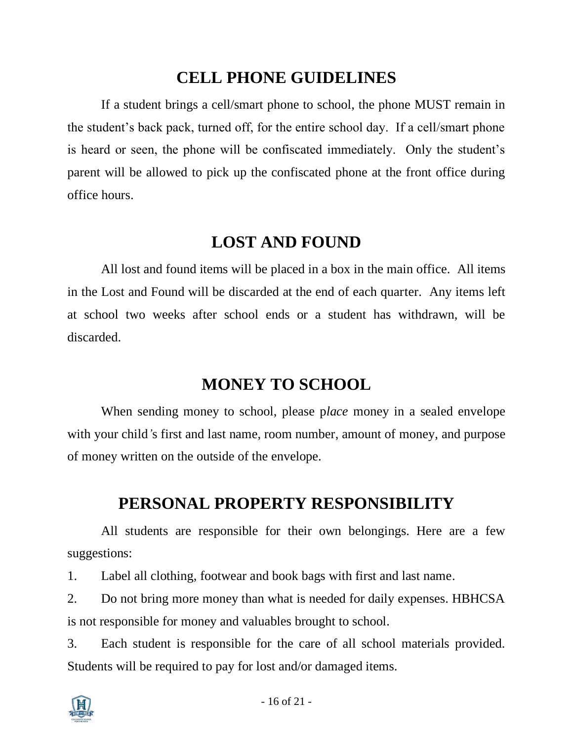## CELL PHONE GUIDELINES

If a student brings a cell/smart phone to school, the phone MUST remain in the student's back pack, turned off, for the entire school day. If a cell/smart phone is heard or seen, the phone will be confiscated immediately. Only the student's parent will be allowed to pick up the confiscated phone at the front office during office hours.

## LOST AND FOUND

All lost and found items will be placed in a box in the main office. All items in the Lost and Found will be discarded at the end of each quarter. Any items left at school two weeks after school ends or a student has withdrawn, will be discarded.

## MONEY TO SCHOOL

When sending money to school, please p*lace* money in a sealed envelope with your child's first and last name, room number, amount of money, and purpose of money written on the outside of the envelope.

## PERSONAL PROPERTY RESPONSIBILITY

All students are responsible for their own belongings. Here are a few suggestions:

1. Label all clothing, footwear and book bags with first and last name.
2. Do not bring more money than what is needed for daily expenses. HBHCSA is not responsible for money and valuables brought to school.
3. Each student is responsible for the care of all school materials provided. Students will be required to pay for lost and/or damaged items.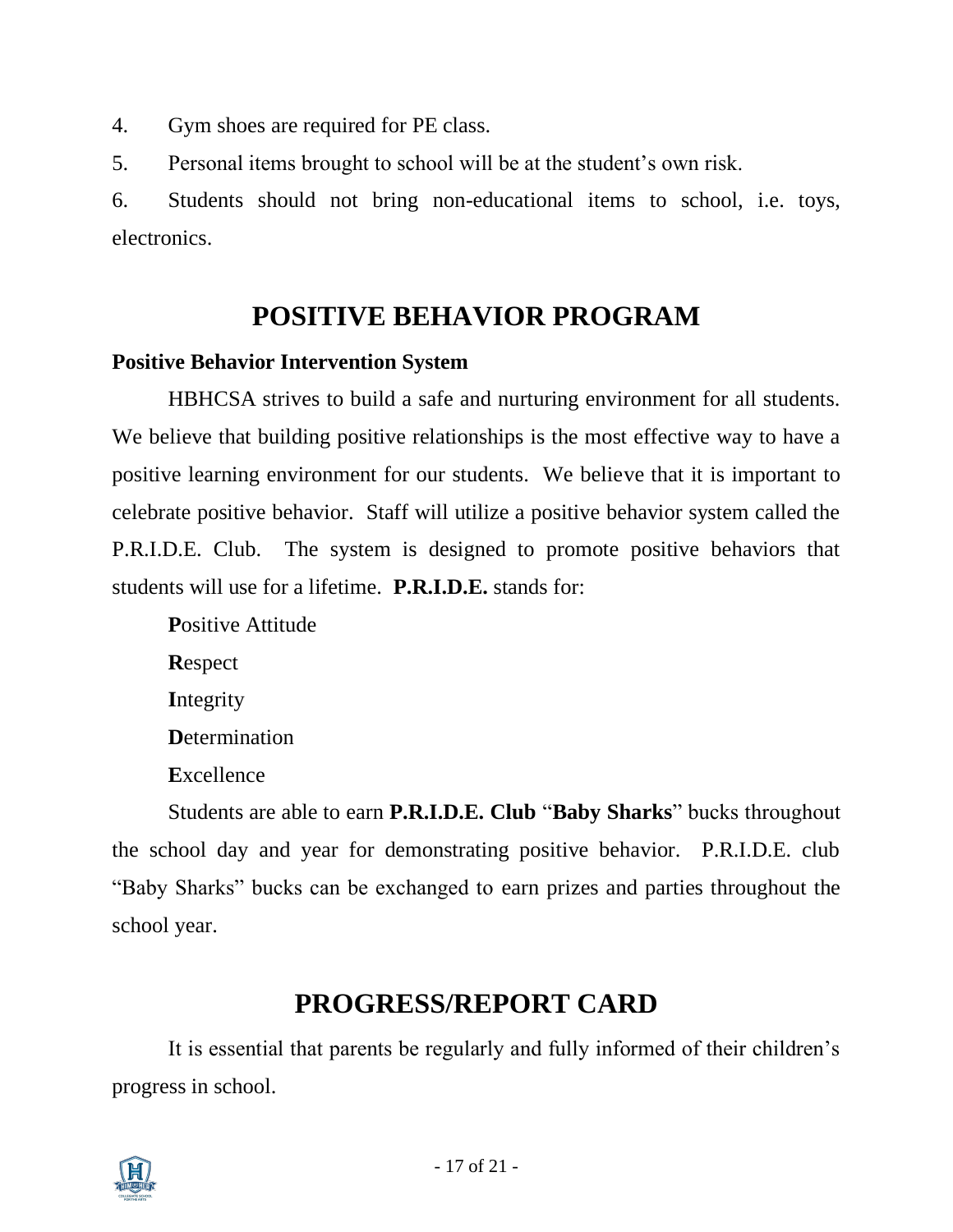4. Gym shoes are required for PE class.
5. Personal items brought to school will be at the student's own risk.
6. Students should not bring non-educational items to school, i.e. toys, electronics.

# POSITIVE BEHAVIOR PROGRAM

**Positive Behavior Intervention System**

HBHCSA strives to build a safe and nurturing environment for all students. We believe that building positive relationships is the most effective way to have a positive learning environment for our students. We believe that it is important to celebrate positive behavior. Staff will utilize a positive behavior system called the P.R.I.D.E. Club. The system is designed to promote positive behaviors that students will use for a lifetime. **P.R.I.D.E.** stands for:

**P**ositive Attitude
**R**espect
**I**ntegrity
**D**etermination
**E**xcellence

Students are able to earn **P.R.I.D.E. Club** "**Baby Sharks**" bucks throughout the school day and year for demonstrating positive behavior. P.R.I.D.E. club "Baby Sharks" bucks can be exchanged to earn prizes and parties throughout the school year.

# PROGRESS/REPORT CARD

It is essential that parents be regularly and fully informed of their children's progress in school.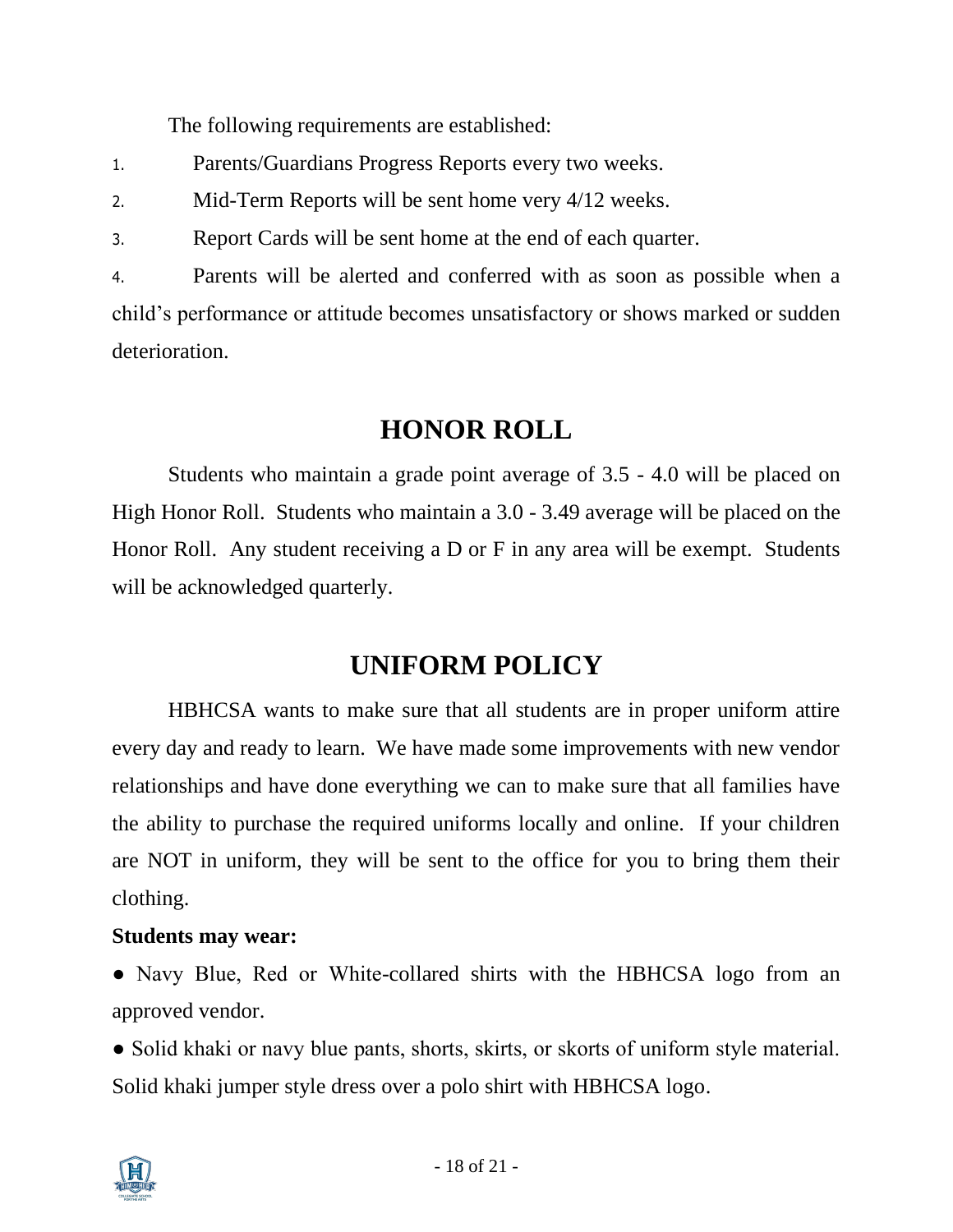The following requirements are established:

1. Parents/Guardians Progress Reports every two weeks.
2. Mid-Term Reports will be sent home very 4/12 weeks.
3. Report Cards will be sent home at the end of each quarter.
4. Parents will be alerted and conferred with as soon as possible when a child's performance or attitude becomes unsatisfactory or shows marked or sudden deterioration.

## HONOR ROLL

Students who maintain a grade point average of 3.5 - 4.0 will be placed on High Honor Roll. Students who maintain a 3.0 - 3.49 average will be placed on the Honor Roll. Any student receiving a D or F in any area will be exempt. Students will be acknowledged quarterly.

## UNIFORM POLICY

HBHCSA wants to make sure that all students are in proper uniform attire every day and ready to learn. We have made some improvements with new vendor relationships and have done everything we can to make sure that all families have the ability to purchase the required uniforms locally and online. If your children are NOT in uniform, they will be sent to the office for you to bring them their clothing.

**Students may wear:**

- Navy Blue, Red or White-collared shirts with the HBHCSA logo from an approved vendor.
- Solid khaki or navy blue pants, shorts, skirts, or skorts of uniform style material. Solid khaki jumper style dress over a polo shirt with HBHCSA logo.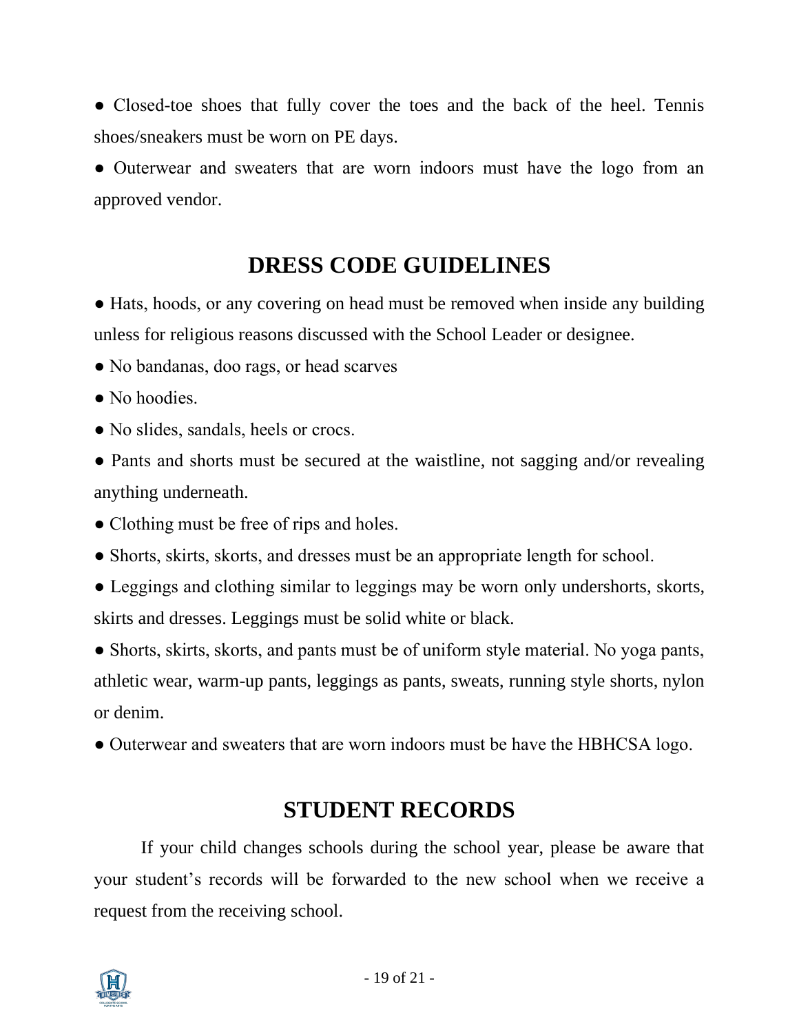● Closed-toe shoes that fully cover the toes and the back of the heel. Tennis shoes/sneakers must be worn on PE days.

● Outerwear and sweaters that are worn indoors must have the logo from an approved vendor.

## DRESS CODE GUIDELINES

● Hats, hoods, or any covering on head must be removed when inside any building unless for religious reasons discussed with the School Leader or designee.

● No bandanas, doo rags, or head scarves

● No hoodies.

● No slides, sandals, heels or crocs.

● Pants and shorts must be secured at the waistline, not sagging and/or revealing anything underneath.

● Clothing must be free of rips and holes.

● Shorts, skirts, skorts, and dresses must be an appropriate length for school.

● Leggings and clothing similar to leggings may be worn only undershorts, skorts, skirts and dresses. Leggings must be solid white or black.

● Shorts, skirts, skorts, and pants must be of uniform style material. No yoga pants, athletic wear, warm-up pants, leggings as pants, sweats, running style shorts, nylon or denim.

● Outerwear and sweaters that are worn indoors must be have the HBHCSA logo.

## STUDENT RECORDS

If your child changes schools during the school year, please be aware that your student's records will be forwarded to the new school when we receive a request from the receiving school.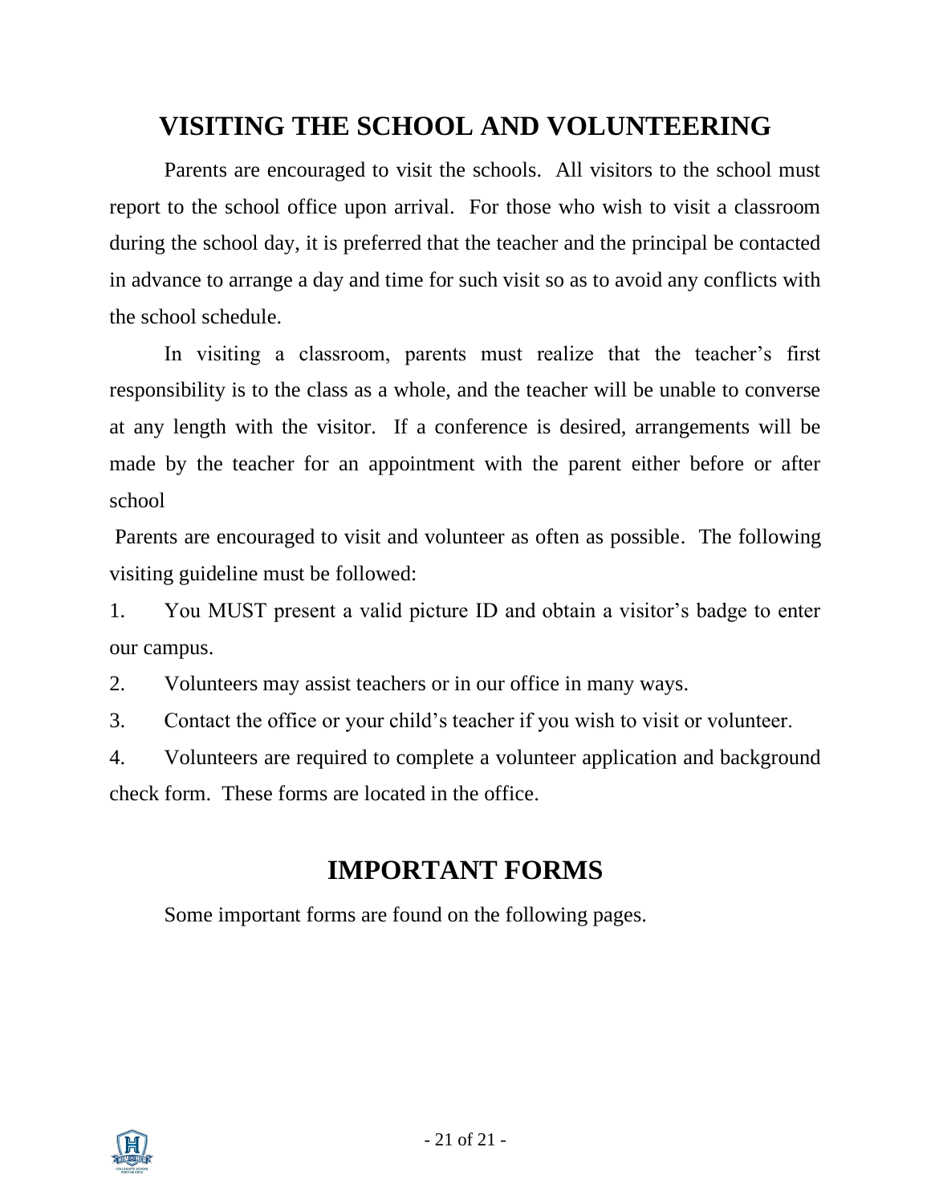# VISITING THE SCHOOL AND VOLUNTEERING

Parents are encouraged to visit the schools. All visitors to the school must report to the school office upon arrival. For those who wish to visit a classroom during the school day, it is preferred that the teacher and the principal be contacted in advance to arrange a day and time for such visit so as to avoid any conflicts with the school schedule.

In visiting a classroom, parents must realize that the teacher's first responsibility is to the class as a whole, and the teacher will be unable to converse at any length with the visitor. If a conference is desired, arrangements will be made by the teacher for an appointment with the parent either before or after school

Parents are encouraged to visit and volunteer as often as possible. The following visiting guideline must be followed:

1. You MUST present a valid picture ID and obtain a visitor's badge to enter our campus.
2. Volunteers may assist teachers or in our office in many ways.
3. Contact the office or your child's teacher if you wish to visit or volunteer.
4. Volunteers are required to complete a volunteer application and background check form. These forms are located in the office.

# IMPORTANT FORMS

Some important forms are found on the following pages.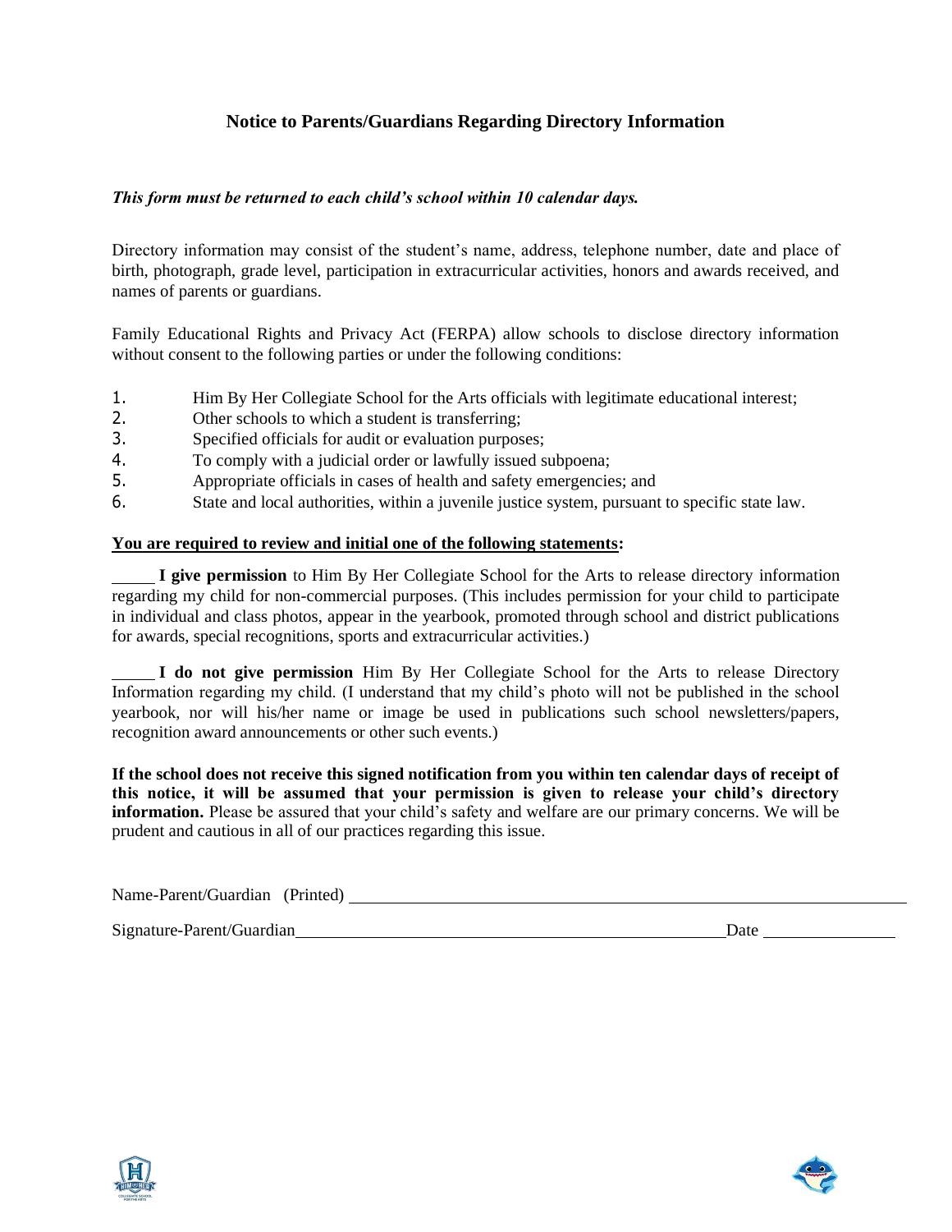## Notice to Parents/Guardians Regarding Directory Information

***This form must be returned to each child's school within 10 calendar days.***

Directory information may consist of the student's name, address, telephone number, date and place of birth, photograph, grade level, participation in extracurricular activities, honors and awards received, and names of parents or guardians.

Family Educational Rights and Privacy Act (FERPA) allow schools to disclose directory information without consent to the following parties or under the following conditions:

1. Him By Her Collegiate School for the Arts officials with legitimate educational interest;
2. Other schools to which a student is transferring;
3. Specified officials for audit or evaluation purposes;
4. To comply with a judicial order or lawfully issued subpoena;
5. Appropriate officials in cases of health and safety emergencies; and
6. State and local authorities, within a juvenile justice system, pursuant to specific state law.

**<u>You are required to review and initial one of the following statements</u>:**

_____ **I give permission** to Him By Her Collegiate School for the Arts to release directory information regarding my child for non-commercial purposes. (This includes permission for your child to participate in individual and class photos, appear in the yearbook, promoted through school and district publications for awards, special recognitions, sports and extracurricular activities.)

_____ **I do not give permission** Him By Her Collegiate School for the Arts to release Directory Information regarding my child. (I understand that my child's photo will not be published in the school yearbook, nor will his/her name or image be used in publications such school newsletters/papers, recognition award announcements or other such events.)

**If the school does not receive this signed notification from you within ten calendar days of receipt of this notice, it will be assumed that your permission is given to release your child's directory information.** Please be assured that your child's safety and welfare are our primary concerns. We will be prudent and cautious in all of our practices regarding this issue.

Name-Parent/Guardian (Printed) ______________________________________________

Signature-Parent/Guardian ______________________________________ Date ______________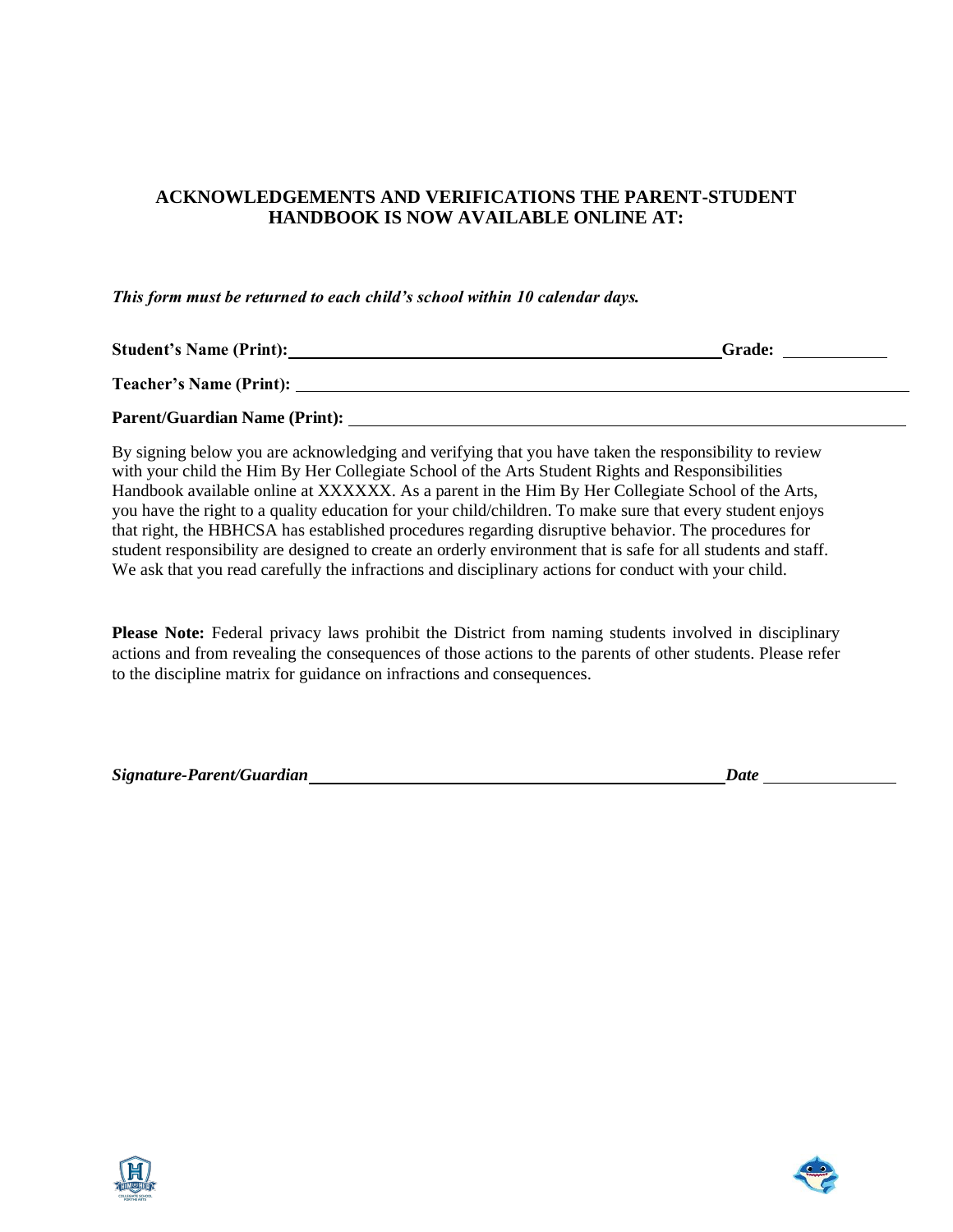## ACKNOWLEDGEMENTS AND VERIFICATIONS THE PARENT-STUDENT HANDBOOK IS NOW AVAILABLE ONLINE AT:

***This form must be returned to each child's school within 10 calendar days.***

**Student's Name (Print):** ______________________________ **Grade:** __________

**Teacher's Name (Print):** ______________________________

**Parent/Guardian Name (Print):** ______________________________

By signing below you are acknowledging and verifying that you have taken the responsibility to review with your child the Him By Her Collegiate School of the Arts Student Rights and Responsibilities Handbook available online at XXXXXX. As a parent in the Him By Her Collegiate School of the Arts, you have the right to a quality education for your child/children. To make sure that every student enjoys that right, the HBHCSA has established procedures regarding disruptive behavior. The procedures for student responsibility are designed to create an orderly environment that is safe for all students and staff. We ask that you read carefully the infractions and disciplinary actions for conduct with your child.

**Please Note:** Federal privacy laws prohibit the District from naming students involved in disciplinary actions and from revealing the consequences of those actions to the parents of other students. Please refer to the discipline matrix for guidance on infractions and consequences.

***Signature-Parent/Guardian*** ______________________________ ***Date*** __________